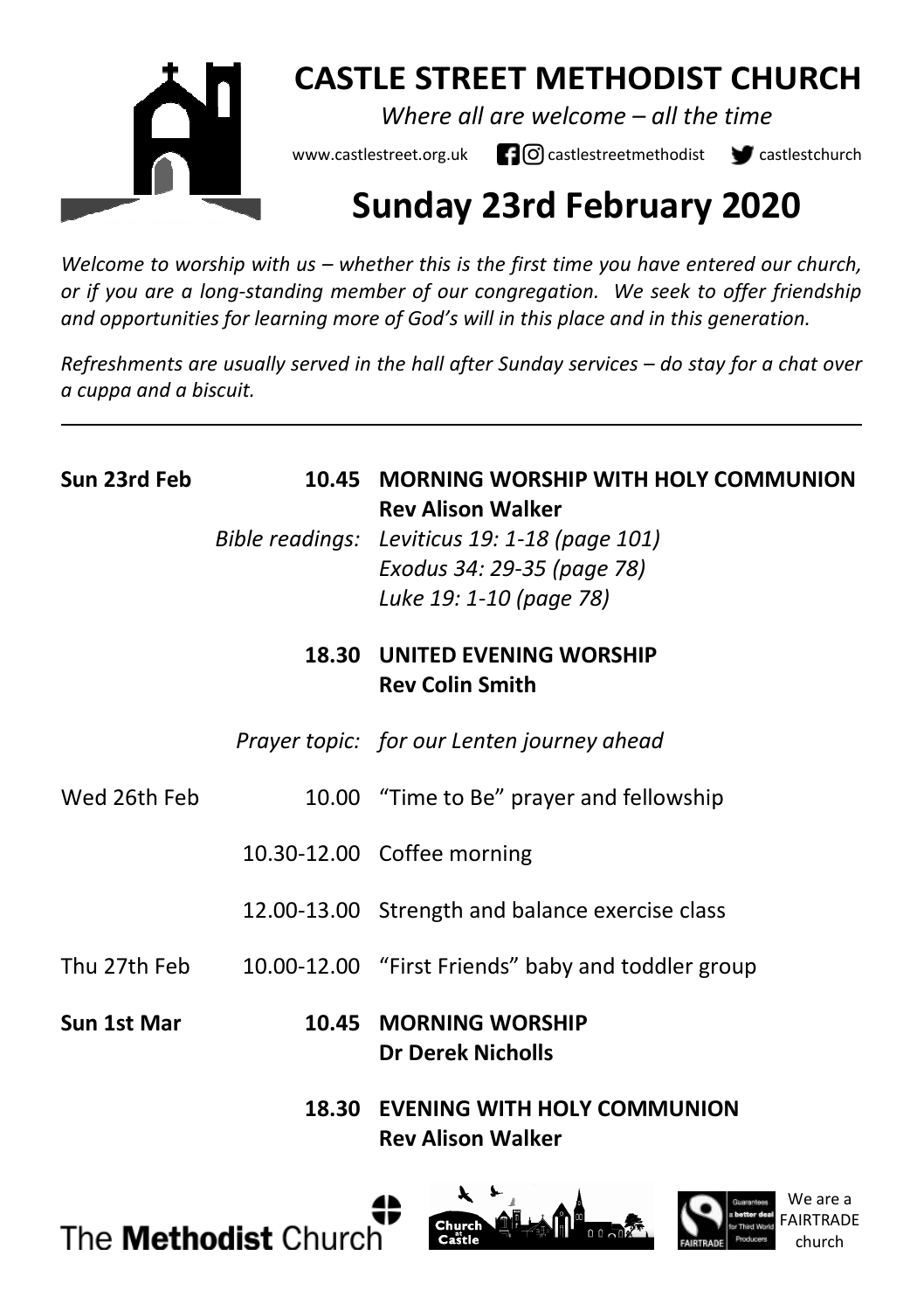# CASTLE STREET METHODIST CHURCH

*Where all are welcome – all the time*

www.castlestreet.org.uk castlestreetmethodist castlestchurch

# Sunday 23rd February 2020

*Welcome to worship with us – whether this is the first time you have entered our church, or if you are a long-standing member of our congregation. We seek to offer friendship and opportunities for learning more of God's will in this place and in this generation.*

*Refreshments are usually served in the hall after Sunday services – do stay for a chat over a cuppa and a biscuit.*

---

**Sun 23rd Feb** **10.45** **MORNING WORSHIP WITH HOLY COMMUNION**
**Rev Alison Walker**

*Bible readings:* *Leviticus 19: 1-18 (page 101)*
*Exodus 34: 29-35 (page 78)*
*Luke 19: 1-10 (page 78)*

**18.30** **UNITED EVENING WORSHIP**
**Rev Colin Smith**

*Prayer topic:* *for our Lenten journey ahead*

Wed 26th Feb 10.00 "Time to Be" prayer and fellowship

10.30-12.00 Coffee morning

12.00-13.00 Strength and balance exercise class

Thu 27th Feb 10.00-12.00 "First Friends" baby and toddler group

**Sun 1st Mar** **10.45** **MORNING WORSHIP**
**Dr Derek Nicholls**

**18.30** **EVENING WITH HOLY COMMUNION**
**Rev Alison Walker**

The **Methodist** Church

Church at Castle

We are a FAIRTRADE church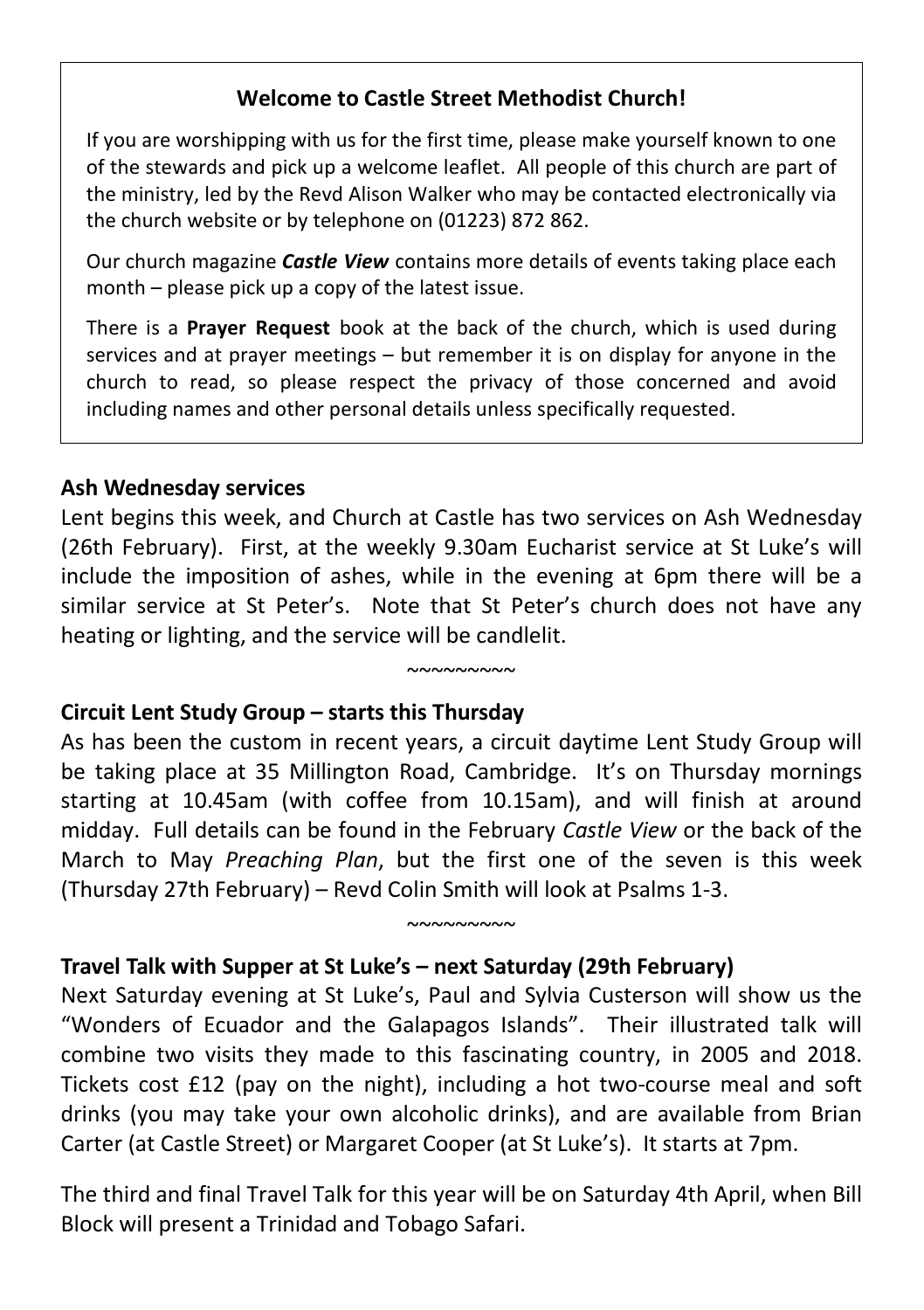**Welcome to Castle Street Methodist Church!**

If you are worshipping with us for the first time, please make yourself known to one of the stewards and pick up a welcome leaflet. All people of this church are part of the ministry, led by the Revd Alison Walker who may be contacted electronically via the church website or by telephone on (01223) 872 862.

Our church magazine ***Castle View*** contains more details of events taking place each month – please pick up a copy of the latest issue.

There is a **Prayer Request** book at the back of the church, which is used during services and at prayer meetings – but remember it is on display for anyone in the church to read, so please respect the privacy of those concerned and avoid including names and other personal details unless specifically requested.

**Ash Wednesday services**

Lent begins this week, and Church at Castle has two services on Ash Wednesday (26th February). First, at the weekly 9.30am Eucharist service at St Luke's will include the imposition of ashes, while in the evening at 6pm there will be a similar service at St Peter's. Note that St Peter's church does not have any heating or lighting, and the service will be candlelit.

~~~~~~~~~

**Circuit Lent Study Group – starts this Thursday**

As has been the custom in recent years, a circuit daytime Lent Study Group will be taking place at 35 Millington Road, Cambridge. It's on Thursday mornings starting at 10.45am (with coffee from 10.15am), and will finish at around midday. Full details can be found in the February *Castle View* or the back of the March to May *Preaching Plan*, but the first one of the seven is this week (Thursday 27th February) – Revd Colin Smith will look at Psalms 1-3.

~~~~~~~~~

**Travel Talk with Supper at St Luke's – next Saturday (29th February)**

Next Saturday evening at St Luke's, Paul and Sylvia Custerson will show us the "Wonders of Ecuador and the Galapagos Islands". Their illustrated talk will combine two visits they made to this fascinating country, in 2005 and 2018. Tickets cost £12 (pay on the night), including a hot two-course meal and soft drinks (you may take your own alcoholic drinks), and are available from Brian Carter (at Castle Street) or Margaret Cooper (at St Luke's). It starts at 7pm.

The third and final Travel Talk for this year will be on Saturday 4th April, when Bill Block will present a Trinidad and Tobago Safari.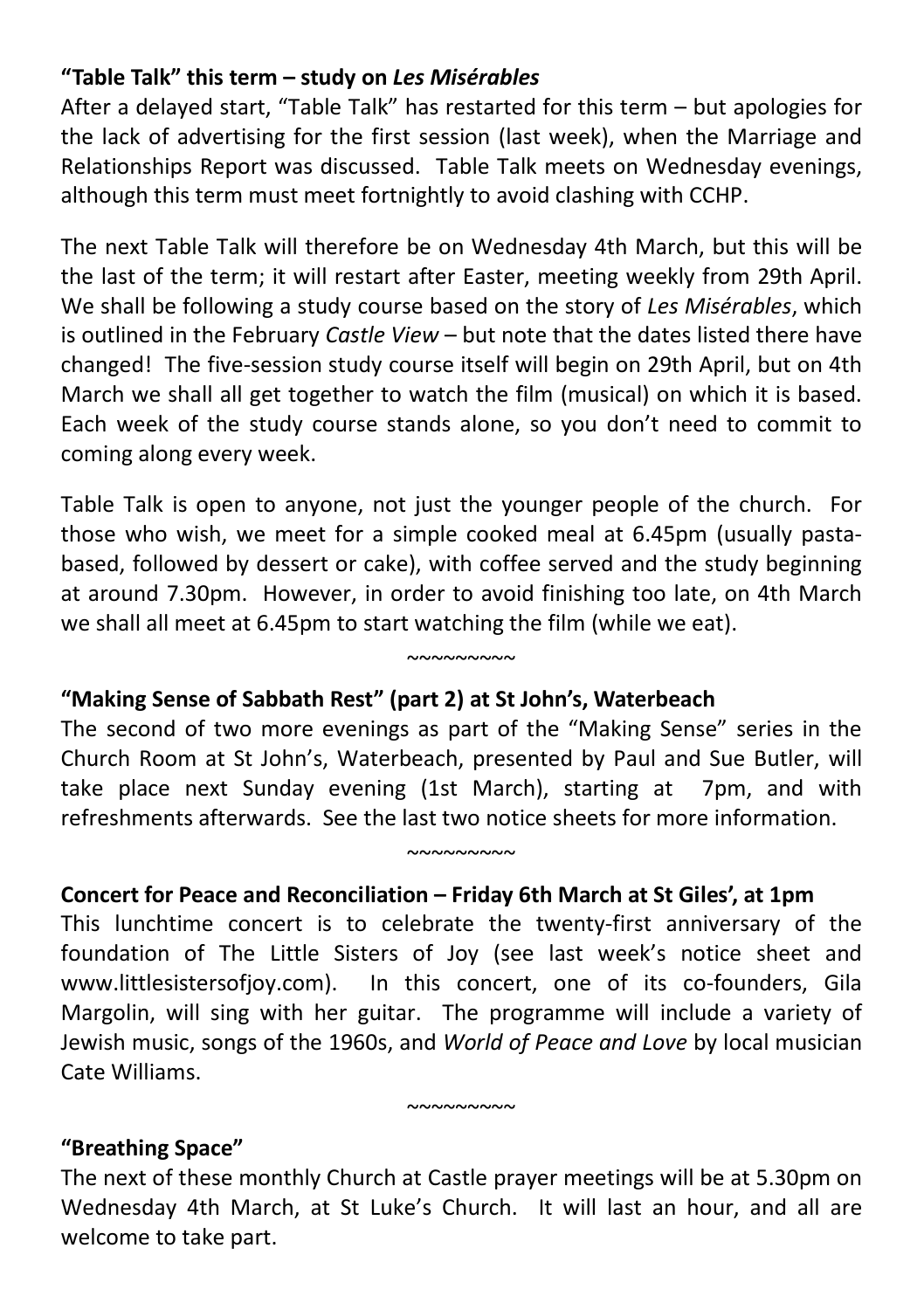## **"Table Talk" this term – study on *Les Misérables***

After a delayed start, "Table Talk" has restarted for this term – but apologies for the lack of advertising for the first session (last week), when the Marriage and Relationships Report was discussed. Table Talk meets on Wednesday evenings, although this term must meet fortnightly to avoid clashing with CCHP.

The next Table Talk will therefore be on Wednesday 4th March, but this will be the last of the term; it will restart after Easter, meeting weekly from 29th April. We shall be following a study course based on the story of *Les Misérables*, which is outlined in the February *Castle View* – but note that the dates listed there have changed! The five-session study course itself will begin on 29th April, but on 4th March we shall all get together to watch the film (musical) on which it is based. Each week of the study course stands alone, so you don't need to commit to coming along every week.

Table Talk is open to anyone, not just the younger people of the church. For those who wish, we meet for a simple cooked meal at 6.45pm (usually pasta-based, followed by dessert or cake), with coffee served and the study beginning at around 7.30pm. However, in order to avoid finishing too late, on 4th March we shall all meet at 6.45pm to start watching the film (while we eat).

~~~~~~~~~

## **"Making Sense of Sabbath Rest" (part 2) at St John's, Waterbeach**

The second of two more evenings as part of the "Making Sense" series in the Church Room at St John's, Waterbeach, presented by Paul and Sue Butler, will take place next Sunday evening (1st March), starting at 7pm, and with refreshments afterwards. See the last two notice sheets for more information.

~~~~~~~~~

## **Concert for Peace and Reconciliation – Friday 6th March at St Giles', at 1pm**

This lunchtime concert is to celebrate the twenty-first anniversary of the foundation of The Little Sisters of Joy (see last week's notice sheet and www.littlesistersofjoy.com). In this concert, one of its co-founders, Gila Margolin, will sing with her guitar. The programme will include a variety of Jewish music, songs of the 1960s, and *World of Peace and Love* by local musician Cate Williams.

~~~~~~~~~

## **"Breathing Space"**

The next of these monthly Church at Castle prayer meetings will be at 5.30pm on Wednesday 4th March, at St Luke's Church. It will last an hour, and all are welcome to take part.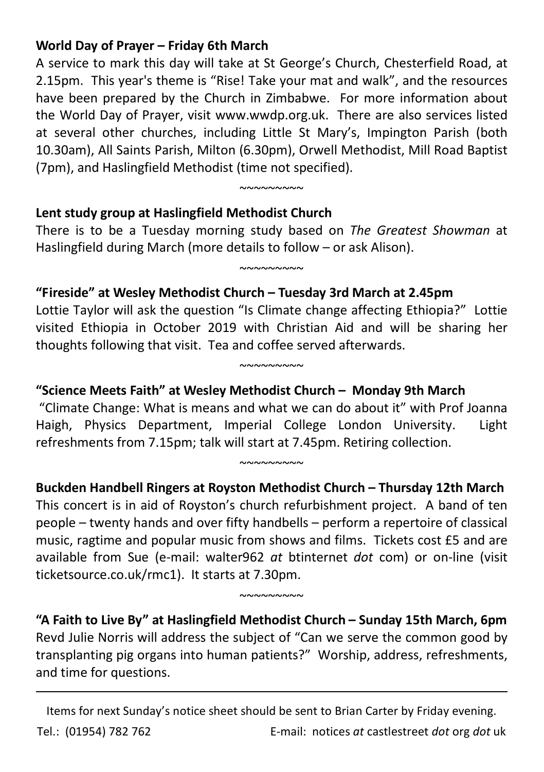**World Day of Prayer – Friday 6th March**

A service to mark this day will take at St George's Church, Chesterfield Road, at 2.15pm. This year's theme is "Rise! Take your mat and walk", and the resources have been prepared by the Church in Zimbabwe. For more information about the World Day of Prayer, visit www.wwdp.org.uk. There are also services listed at several other churches, including Little St Mary's, Impington Parish (both 10.30am), All Saints Parish, Milton (6.30pm), Orwell Methodist, Mill Road Baptist (7pm), and Haslingfield Methodist (time not specified).

~~~~~~~~~

**Lent study group at Haslingfield Methodist Church**

There is to be a Tuesday morning study based on *The Greatest Showman* at Haslingfield during March (more details to follow – or ask Alison).

~~~~~~~~~

**"Fireside" at Wesley Methodist Church – Tuesday 3rd March at 2.45pm**

Lottie Taylor will ask the question "Is Climate change affecting Ethiopia?" Lottie visited Ethiopia in October 2019 with Christian Aid and will be sharing her thoughts following that visit. Tea and coffee served afterwards.

~~~~~~~~~

**"Science Meets Faith" at Wesley Methodist Church – Monday 9th March**

"Climate Change: What is means and what we can do about it" with Prof Joanna Haigh, Physics Department, Imperial College London University. Light refreshments from 7.15pm; talk will start at 7.45pm. Retiring collection.

~~~~~~~~~

**Buckden Handbell Ringers at Royston Methodist Church – Thursday 12th March**

This concert is in aid of Royston's church refurbishment project. A band of ten people – twenty hands and over fifty handbells – perform a repertoire of classical music, ragtime and popular music from shows and films. Tickets cost £5 and are available from Sue (e-mail: walter962 *at* btinternet *dot* com) or on-line (visit ticketsource.co.uk/rmc1). It starts at 7.30pm.

~~~~~~~~~

**"A Faith to Live By" at Haslingfield Methodist Church – Sunday 15th March, 6pm**

Revd Julie Norris will address the subject of "Can we serve the common good by transplanting pig organs into human patients?" Worship, address, refreshments, and time for questions.

---

Items for next Sunday's notice sheet should be sent to Brian Carter by Friday evening.

Tel.: (01954) 782 762 E-mail: notices *at* castlestreet *dot* org *dot* uk